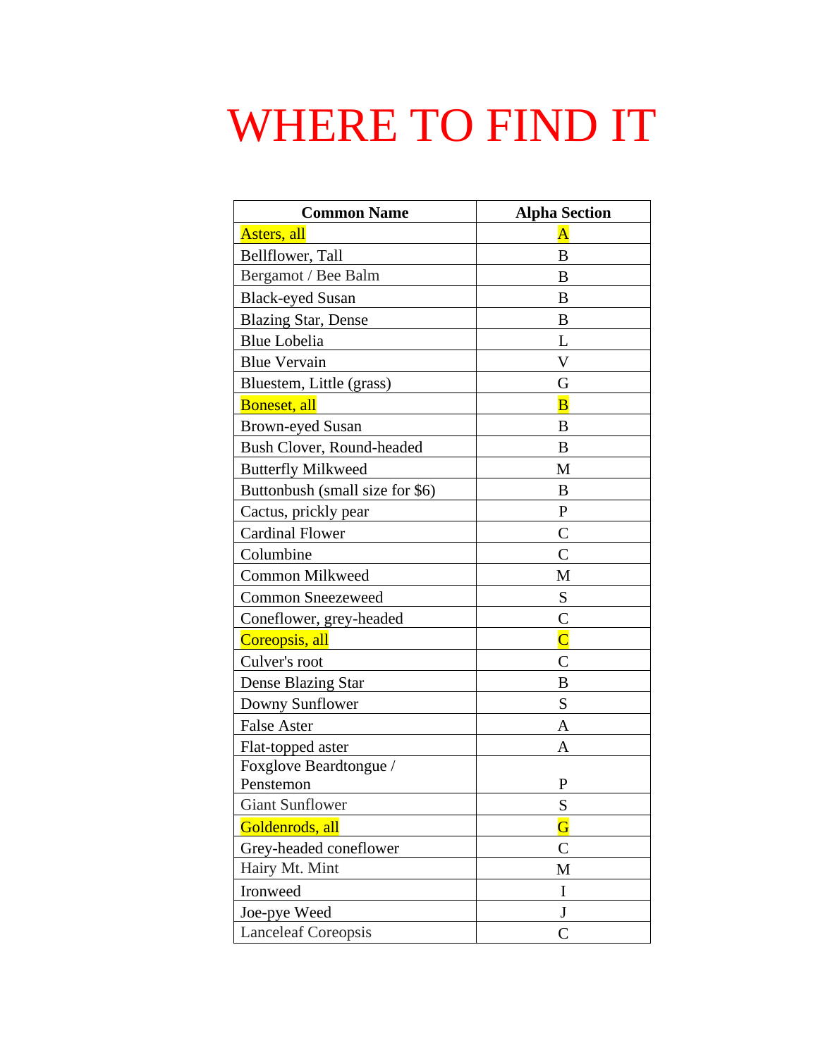# WHERE TO FIND IT

| Common Name | Alpha Section |
|---|---|
| Asters, all | A |
| Bellflower, Tall | B |
| Bergamot / Bee Balm | B |
| Black-eyed Susan | B |
| Blazing Star, Dense | B |
| Blue Lobelia | L |
| Blue Vervain | V |
| Bluestem, Little (grass) | G |
| Boneset, all | B |
| Brown-eyed Susan | B |
| Bush Clover, Round-headed | B |
| Butterfly Milkweed | M |
| Buttonbush (small size for $6) | B |
| Cactus, prickly pear | P |
| Cardinal Flower | C |
| Columbine | C |
| Common Milkweed | M |
| Common Sneezeweed | S |
| Coneflower, grey-headed | C |
| Coreopsis, all | C |
| Culver's root | C |
| Dense Blazing Star | B |
| Downy Sunflower | S |
| False Aster | A |
| Flat-topped aster | A |
| Foxglove Beardtongue / Penstemon | P |
| Giant Sunflower | S |
| Goldenrods, all | G |
| Grey-headed coneflower | C |
| Hairy Mt. Mint | M |
| Ironweed | I |
| Joe-pye Weed | J |
| Lanceleaf Coreopsis | C |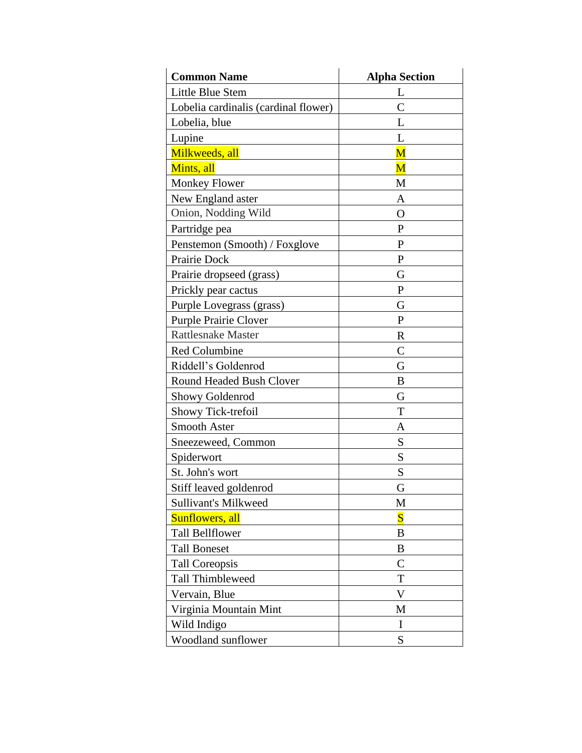| Common Name | Alpha Section |
| --- | --- |
| Little Blue Stem | L |
| Lobelia cardinalis (cardinal flower) | C |
| Lobelia, blue | L |
| Lupine | L |
| Milkweeds, all | M |
| Mints, all | M |
| Monkey Flower | M |
| New England aster | A |
| Onion, Nodding Wild | O |
| Partridge pea | P |
| Penstemon (Smooth) / Foxglove | P |
| Prairie Dock | P |
| Prairie dropseed (grass) | G |
| Prickly pear cactus | P |
| Purple Lovegrass (grass) | G |
| Purple Prairie Clover | P |
| Rattlesnake Master | R |
| Red Columbine | C |
| Riddell's Goldenrod | G |
| Round Headed Bush Clover | B |
| Showy Goldenrod | G |
| Showy Tick-trefoil | T |
| Smooth Aster | A |
| Sneezeweed, Common | S |
| Spiderwort | S |
| St. John's wort | S |
| Stiff leaved goldenrod | G |
| Sullivant's Milkweed | M |
| Sunflowers, all | S |
| Tall Bellflower | B |
| Tall Boneset | B |
| Tall Coreopsis | C |
| Tall Thimbleweed | T |
| Vervain, Blue | V |
| Virginia Mountain Mint | M |
| Wild Indigo | I |
| Woodland sunflower | S |